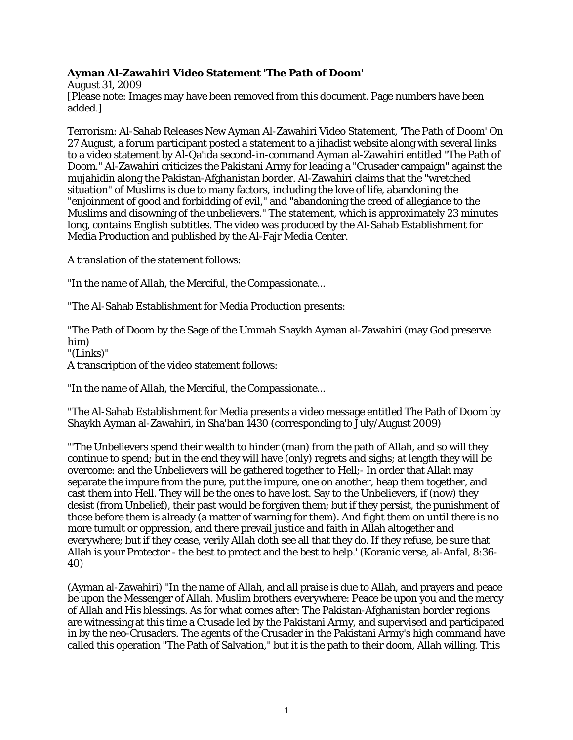**Ayman Al-Zawahiri Video Statement 'The Path of Doom'**
August 31, 2009
[Please note: Images may have been removed from this document. Page numbers have been added.]

Terrorism: Al-Sahab Releases New Ayman Al-Zawahiri Video Statement, 'The Path of Doom' On 27 August, a forum participant posted a statement to a jihadist website along with several links to a video statement by Al-Qa'ida second-in-command Ayman al-Zawahiri entitled "The Path of Doom." Al-Zawahiri criticizes the Pakistani Army for leading a "Crusader campaign" against the mujahidin along the Pakistan-Afghanistan border. Al-Zawahiri claims that the "wretched situation" of Muslims is due to many factors, including the love of life, abandoning the "enjoinment of good and forbidding of evil," and "abandoning the creed of allegiance to the Muslims and disowning of the unbelievers." The statement, which is approximately 23 minutes long, contains English subtitles. The video was produced by the Al-Sahab Establishment for Media Production and published by the Al-Fajr Media Center.

A translation of the statement follows:

"In the name of Allah, the Merciful, the Compassionate...

"The Al-Sahab Establishment for Media Production presents:

"The Path of Doom by the Sage of the Ummah Shaykh Ayman al-Zawahiri (may God preserve him)
"(Links)"
A transcription of the video statement follows:

"In the name of Allah, the Merciful, the Compassionate...

"The Al-Sahab Establishment for Media presents a video message entitled The Path of Doom by Shaykh Ayman al-Zawahiri, in Sha'ban 1430 (corresponding to July/August 2009)

"'The Unbelievers spend their wealth to hinder (man) from the path of Allah, and so will they continue to spend; but in the end they will have (only) regrets and sighs; at length they will be overcome: and the Unbelievers will be gathered together to Hell;- In order that Allah may separate the impure from the pure, put the impure, one on another, heap them together, and cast them into Hell. They will be the ones to have lost. Say to the Unbelievers, if (now) they desist (from Unbelief), their past would be forgiven them; but if they persist, the punishment of those before them is already (a matter of warning for them). And fight them on until there is no more tumult or oppression, and there prevail justice and faith in Allah altogether and everywhere; but if they cease, verily Allah doth see all that they do. If they refuse, be sure that Allah is your Protector - the best to protect and the best to help.' (Koranic verse, al-Anfal, 8:36-40)

(Ayman al-Zawahiri) "In the name of Allah, and all praise is due to Allah, and prayers and peace be upon the Messenger of Allah. Muslim brothers everywhere: Peace be upon you and the mercy of Allah and His blessings. As for what comes after: The Pakistan-Afghanistan border regions are witnessing at this time a Crusade led by the Pakistani Army, and supervised and participated in by the neo-Crusaders. The agents of the Crusader in the Pakistani Army's high command have called this operation "The Path of Salvation," but it is the path to their doom, Allah willing. This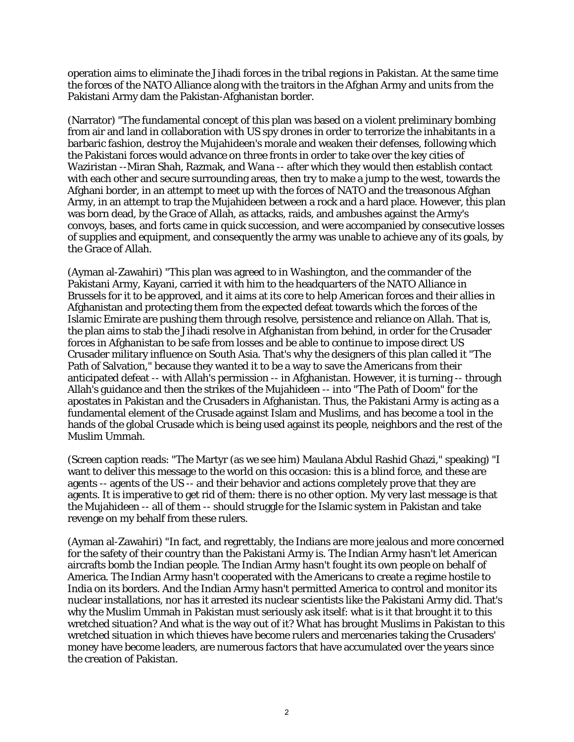operation aims to eliminate the Jihadi forces in the tribal regions in Pakistan. At the same time the forces of the NATO Alliance along with the traitors in the Afghan Army and units from the Pakistani Army dam the Pakistan-Afghanistan border.

(Narrator) "The fundamental concept of this plan was based on a violent preliminary bombing from air and land in collaboration with US spy drones in order to terrorize the inhabitants in a barbaric fashion, destroy the Mujahideen's morale and weaken their defenses, following which the Pakistani forces would advance on three fronts in order to take over the key cities of Waziristan --Miran Shah, Razmak, and Wana -- after which they would then establish contact with each other and secure surrounding areas, then try to make a jump to the west, towards the Afghani border, in an attempt to meet up with the forces of NATO and the treasonous Afghan Army, in an attempt to trap the Mujahideen between a rock and a hard place. However, this plan was born dead, by the Grace of Allah, as attacks, raids, and ambushes against the Army's convoys, bases, and forts came in quick succession, and were accompanied by consecutive losses of supplies and equipment, and consequently the army was unable to achieve any of its goals, by the Grace of Allah.

(Ayman al-Zawahiri) "This plan was agreed to in Washington, and the commander of the Pakistani Army, Kayani, carried it with him to the headquarters of the NATO Alliance in Brussels for it to be approved, and it aims at its core to help American forces and their allies in Afghanistan and protecting them from the expected defeat towards which the forces of the Islamic Emirate are pushing them through resolve, persistence and reliance on Allah. That is, the plan aims to stab the Jihadi resolve in Afghanistan from behind, in order for the Crusader forces in Afghanistan to be safe from losses and be able to continue to impose direct US Crusader military influence on South Asia. That's why the designers of this plan called it "The Path of Salvation," because they wanted it to be a way to save the Americans from their anticipated defeat -- with Allah's permission -- in Afghanistan. However, it is turning -- through Allah's guidance and then the strikes of the Mujahideen -- into "The Path of Doom" for the apostates in Pakistan and the Crusaders in Afghanistan. Thus, the Pakistani Army is acting as a fundamental element of the Crusade against Islam and Muslims, and has become a tool in the hands of the global Crusade which is being used against its people, neighbors and the rest of the Muslim Ummah.

(Screen caption reads: "The Martyr (as we see him) Maulana Abdul Rashid Ghazi," speaking) "I want to deliver this message to the world on this occasion: this is a blind force, and these are agents -- agents of the US -- and their behavior and actions completely prove that they are agents. It is imperative to get rid of them: there is no other option. My very last message is that the Mujahideen -- all of them -- should struggle for the Islamic system in Pakistan and take revenge on my behalf from these rulers.

(Ayman al-Zawahiri) "In fact, and regrettably, the Indians are more jealous and more concerned for the safety of their country than the Pakistani Army is. The Indian Army hasn't let American aircrafts bomb the Indian people. The Indian Army hasn't fought its own people on behalf of America. The Indian Army hasn't cooperated with the Americans to create a regime hostile to India on its borders. And the Indian Army hasn't permitted America to control and monitor its nuclear installations, nor has it arrested its nuclear scientists like the Pakistani Army did. That's why the Muslim Ummah in Pakistan must seriously ask itself: what is it that brought it to this wretched situation? And what is the way out of it? What has brought Muslims in Pakistan to this wretched situation in which thieves have become rulers and mercenaries taking the Crusaders' money have become leaders, are numerous factors that have accumulated over the years since the creation of Pakistan.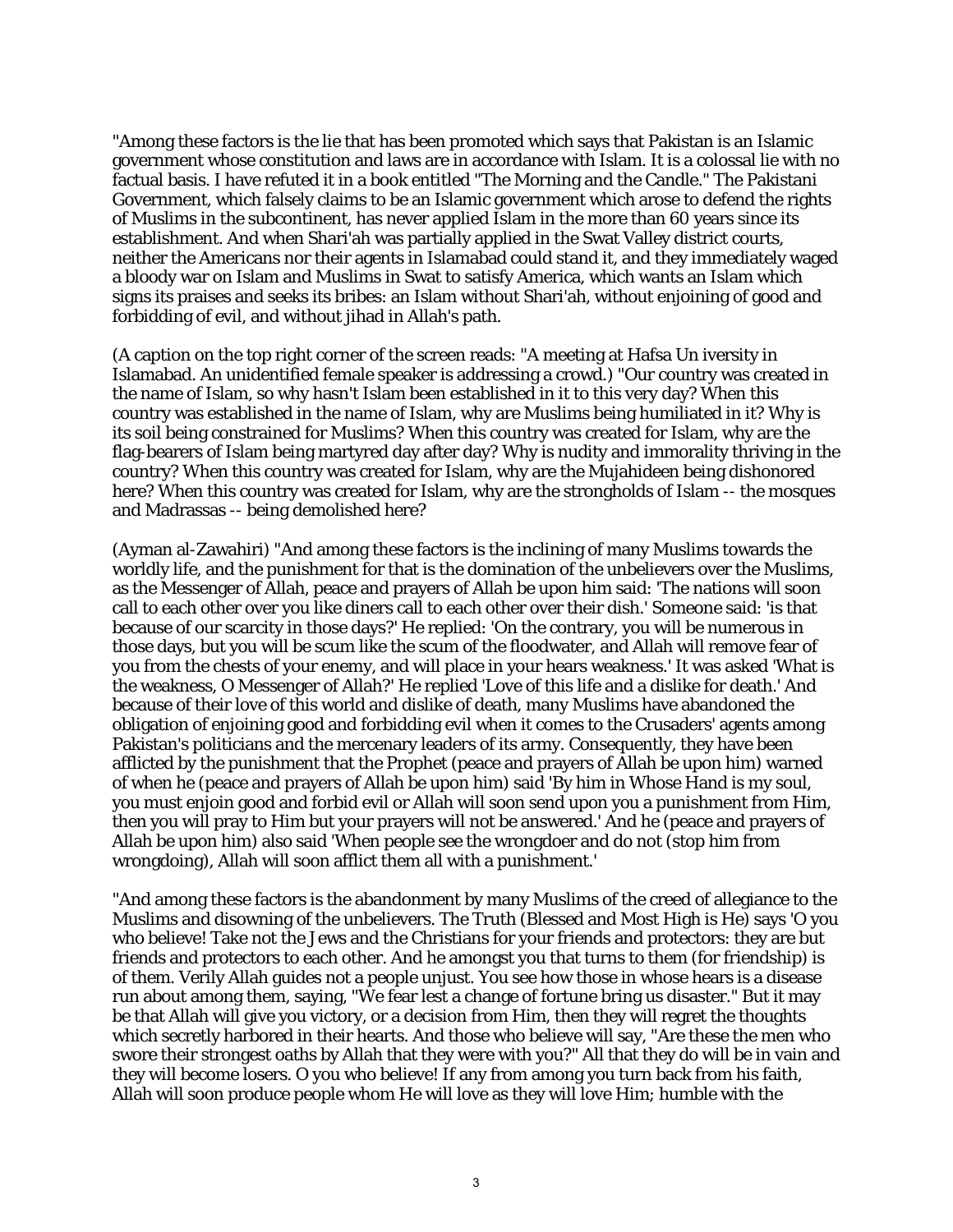"Among these factors is the lie that has been promoted which says that Pakistan is an Islamic government whose constitution and laws are in accordance with Islam. It is a colossal lie with no factual basis. I have refuted it in a book entitled "The Morning and the Candle." The Pakistani Government, which falsely claims to be an Islamic government which arose to defend the rights of Muslims in the subcontinent, has never applied Islam in the more than 60 years since its establishment. And when Shari'ah was partially applied in the Swat Valley district courts, neither the Americans nor their agents in Islamabad could stand it, and they immediately waged a bloody war on Islam and Muslims in Swat to satisfy America, which wants an Islam which signs its praises and seeks its bribes: an Islam without Shari'ah, without enjoining of good and forbidding of evil, and without jihad in Allah's path.

(A caption on the top right corner of the screen reads: "A meeting at Hafsa Un iversity in Islamabad. An unidentified female speaker is addressing a crowd.) "Our country was created in the name of Islam, so why hasn't Islam been established in it to this very day? When this country was established in the name of Islam, why are Muslims being humiliated in it? Why is its soil being constrained for Muslims? When this country was created for Islam, why are the flag-bearers of Islam being martyred day after day? Why is nudity and immorality thriving in the country? When this country was created for Islam, why are the Mujahideen being dishonored here? When this country was created for Islam, why are the strongholds of Islam -- the mosques and Madrassas -- being demolished here?

(Ayman al-Zawahiri) "And among these factors is the inclining of many Muslims towards the worldly life, and the punishment for that is the domination of the unbelievers over the Muslims, as the Messenger of Allah, peace and prayers of Allah be upon him said: 'The nations will soon call to each other over you like diners call to each other over their dish.' Someone said: 'is that because of our scarcity in those days?' He replied: 'On the contrary, you will be numerous in those days, but you will be scum like the scum of the floodwater, and Allah will remove fear of you from the chests of your enemy, and will place in your hears weakness.' It was asked 'What is the weakness, O Messenger of Allah?' He replied 'Love of this life and a dislike for death.' And because of their love of this world and dislike of death, many Muslims have abandoned the obligation of enjoining good and forbidding evil when it comes to the Crusaders' agents among Pakistan's politicians and the mercenary leaders of its army. Consequently, they have been afflicted by the punishment that the Prophet (peace and prayers of Allah be upon him) warned of when he (peace and prayers of Allah be upon him) said 'By him in Whose Hand is my soul, you must enjoin good and forbid evil or Allah will soon send upon you a punishment from Him, then you will pray to Him but your prayers will not be answered.' And he (peace and prayers of Allah be upon him) also said 'When people see the wrongdoer and do not (stop him from wrongdoing), Allah will soon afflict them all with a punishment.'

"And among these factors is the abandonment by many Muslims of the creed of allegiance to the Muslims and disowning of the unbelievers. The Truth (Blessed and Most High is He) says 'O you who believe! Take not the Jews and the Christians for your friends and protectors: they are but friends and protectors to each other. And he amongst you that turns to them (for friendship) is of them. Verily Allah guides not a people unjust. You see how those in whose hears is a disease run about among them, saying, "We fear lest a change of fortune bring us disaster." But it may be that Allah will give you victory, or a decision from Him, then they will regret the thoughts which secretly harbored in their hearts. And those who believe will say, "Are these the men who swore their strongest oaths by Allah that they were with you?" All that they do will be in vain and they will become losers. O you who believe! If any from among you turn back from his faith, Allah will soon produce people whom He will love as they will love Him; humble with the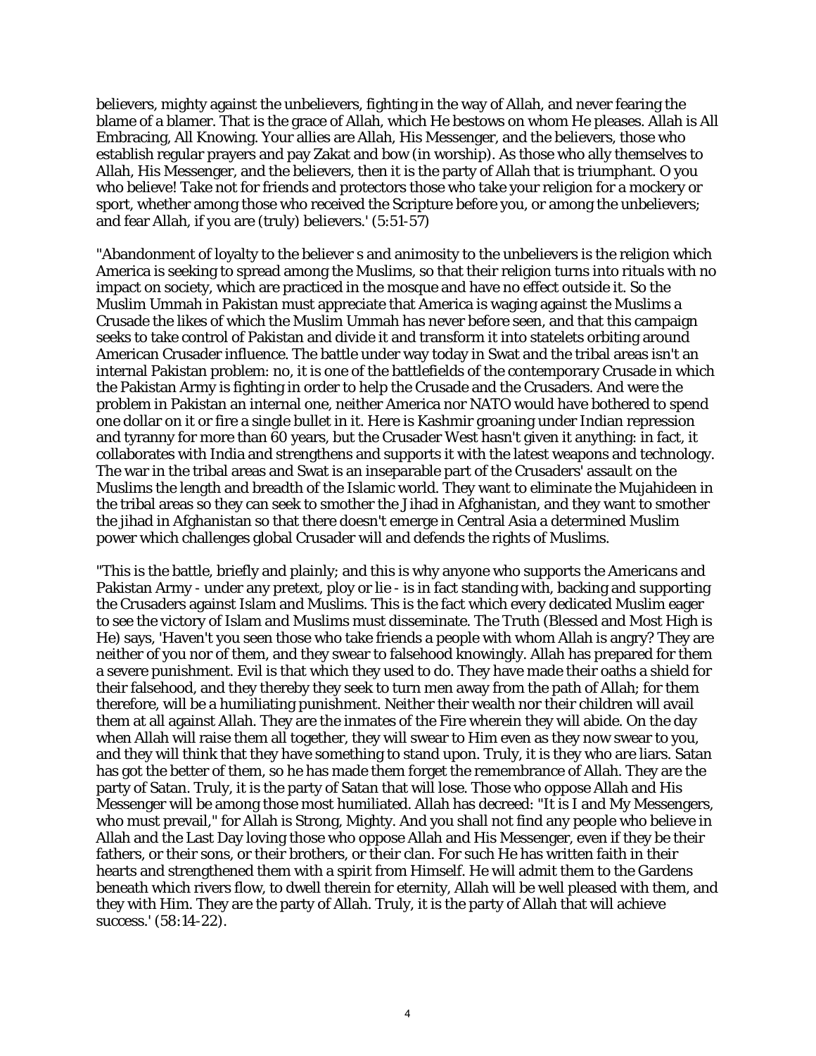believers, mighty against the unbelievers, fighting in the way of Allah, and never fearing the blame of a blamer. That is the grace of Allah, which He bestows on whom He pleases. Allah is All Embracing, All Knowing. Your allies are Allah, His Messenger, and the believers, those who establish regular prayers and pay Zakat and bow (in worship). As those who ally themselves to Allah, His Messenger, and the believers, then it is the party of Allah that is triumphant. O you who believe! Take not for friends and protectors those who take your religion for a mockery or sport, whether among those who received the Scripture before you, or among the unbelievers; and fear Allah, if you are (truly) believers.' (5:51-57)

"Abandonment of loyalty to the believer s and animosity to the unbelievers is the religion which America is seeking to spread among the Muslims, so that their religion turns into rituals with no impact on society, which are practiced in the mosque and have no effect outside it. So the Muslim Ummah in Pakistan must appreciate that America is waging against the Muslims a Crusade the likes of which the Muslim Ummah has never before seen, and that this campaign seeks to take control of Pakistan and divide it and transform it into statelets orbiting around American Crusader influence. The battle under way today in Swat and the tribal areas isn't an internal Pakistan problem: no, it is one of the battlefields of the contemporary Crusade in which the Pakistan Army is fighting in order to help the Crusade and the Crusaders. And were the problem in Pakistan an internal one, neither America nor NATO would have bothered to spend one dollar on it or fire a single bullet in it. Here is Kashmir groaning under Indian repression and tyranny for more than 60 years, but the Crusader West hasn't given it anything: in fact, it collaborates with India and strengthens and supports it with the latest weapons and technology. The war in the tribal areas and Swat is an inseparable part of the Crusaders' assault on the Muslims the length and breadth of the Islamic world. They want to eliminate the Mujahideen in the tribal areas so they can seek to smother the Jihad in Afghanistan, and they want to smother the jihad in Afghanistan so that there doesn't emerge in Central Asia a determined Muslim power which challenges global Crusader will and defends the rights of Muslims.

"This is the battle, briefly and plainly; and this is why anyone who supports the Americans and Pakistan Army - under any pretext, ploy or lie - is in fact standing with, backing and supporting the Crusaders against Islam and Muslims. This is the fact which every dedicated Muslim eager to see the victory of Islam and Muslims must disseminate. The Truth (Blessed and Most High is He) says, 'Haven't you seen those who take friends a people with whom Allah is angry? They are neither of you nor of them, and they swear to falsehood knowingly. Allah has prepared for them a severe punishment. Evil is that which they used to do. They have made their oaths a shield for their falsehood, and they thereby they seek to turn men away from the path of Allah; for them therefore, will be a humiliating punishment. Neither their wealth nor their children will avail them at all against Allah. They are the inmates of the Fire wherein they will abide. On the day when Allah will raise them all together, they will swear to Him even as they now swear to you, and they will think that they have something to stand upon. Truly, it is they who are liars. Satan has got the better of them, so he has made them forget the remembrance of Allah. They are the party of Satan. Truly, it is the party of Satan that will lose. Those who oppose Allah and His Messenger will be among those most humiliated. Allah has decreed: "It is I and My Messengers, who must prevail," for Allah is Strong, Mighty. And you shall not find any people who believe in Allah and the Last Day loving those who oppose Allah and His Messenger, even if they be their fathers, or their sons, or their brothers, or their clan. For such He has written faith in their hearts and strengthened them with a spirit from Himself. He will admit them to the Gardens beneath which rivers flow, to dwell therein for eternity, Allah will be well pleased with them, and they with Him. They are the party of Allah. Truly, it is the party of Allah that will achieve success.' (58:14-22).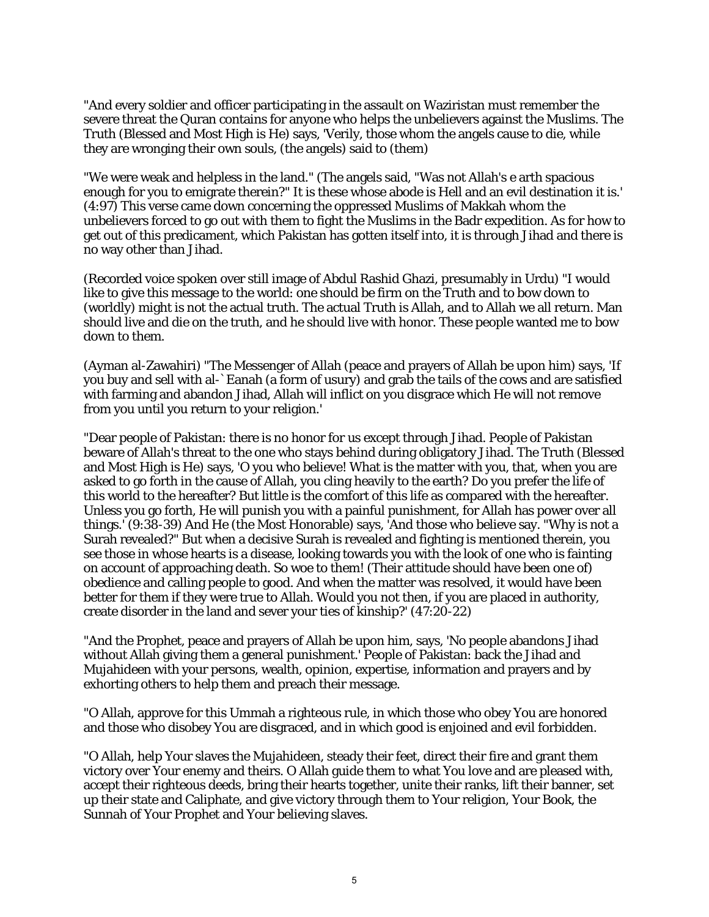"And every soldier and officer participating in the assault on Waziristan must remember the severe threat the Quran contains for anyone who helps the unbelievers against the Muslims. The Truth (Blessed and Most High is He) says, 'Verily, those whom the angels cause to die, while they are wronging their own souls, (the angels) said to (them)

"We were weak and helpless in the land." (The angels said, "Was not Allah's e arth spacious enough for you to emigrate therein?" It is these whose abode is Hell and an evil destination it is.' (4:97) This verse came down concerning the oppressed Muslims of Makkah whom the unbelievers forced to go out with them to fight the Muslims in the Badr expedition. As for how to get out of this predicament, which Pakistan has gotten itself into, it is through Jihad and there is no way other than Jihad.

(Recorded voice spoken over still image of Abdul Rashid Ghazi, presumably in Urdu) "I would like to give this message to the world: one should be firm on the Truth and to bow down to (worldly) might is not the actual truth. The actual Truth is Allah, and to Allah we all return. Man should live and die on the truth, and he should live with honor. These people wanted me to bow down to them.

(Ayman al-Zawahiri) "The Messenger of Allah (peace and prayers of Allah be upon him) says, 'If you buy and sell with al-`Eanah (a form of usury) and grab the tails of the cows and are satisfied with farming and abandon Jihad, Allah will inflict on you disgrace which He will not remove from you until you return to your religion.'

"Dear people of Pakistan: there is no honor for us except through Jihad. People of Pakistan beware of Allah's threat to the one who stays behind during obligatory Jihad. The Truth (Blessed and Most High is He) says, 'O you who believe! What is the matter with you, that, when you are asked to go forth in the cause of Allah, you cling heavily to the earth? Do you prefer the life of this world to the hereafter? But little is the comfort of this life as compared with the hereafter. Unless you go forth, He will punish you with a painful punishment, for Allah has power over all things.' (9:38-39) And He (the Most Honorable) says, 'And those who believe say. "Why is not a Surah revealed?" But when a decisive Surah is revealed and fighting is mentioned therein, you see those in whose hearts is a disease, looking towards you with the look of one who is fainting on account of approaching death. So woe to them! (Their attitude should have been one of) obedience and calling people to good. And when the matter was resolved, it would have been better for them if they were true to Allah. Would you not then, if you are placed in authority, create disorder in the land and sever your ties of kinship?' (47:20-22)

"And the Prophet, peace and prayers of Allah be upon him, says, 'No people abandons Jihad without Allah giving them a general punishment.' People of Pakistan: back the Jihad and Mujahideen with your persons, wealth, opinion, expertise, information and prayers and by exhorting others to help them and preach their message.

"O Allah, approve for this Ummah a righteous rule, in which those who obey You are honored and those who disobey You are disgraced, and in which good is enjoined and evil forbidden.

"O Allah, help Your slaves the Mujahideen, steady their feet, direct their fire and grant them victory over Your enemy and theirs. O Allah guide them to what You love and are pleased with, accept their righteous deeds, bring their hearts together, unite their ranks, lift their banner, set up their state and Caliphate, and give victory through them to Your religion, Your Book, the Sunnah of Your Prophet and Your believing slaves.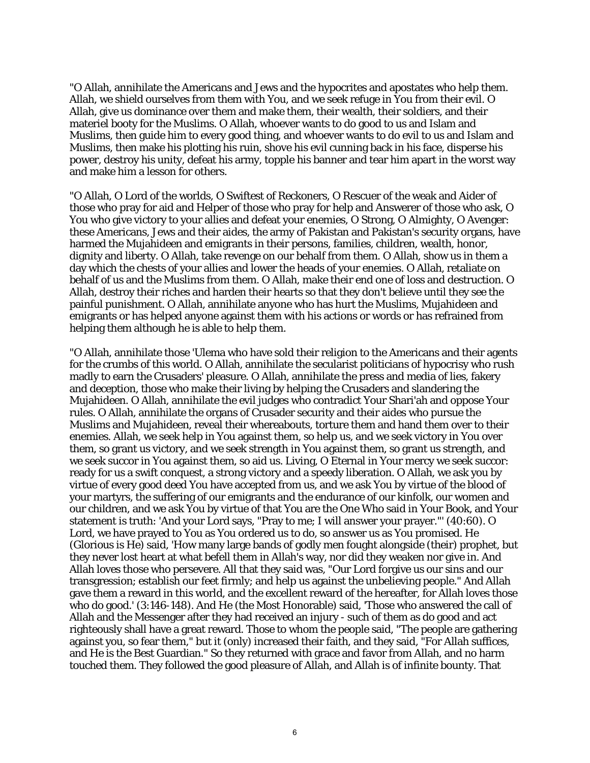"O Allah, annihilate the Americans and Jews and the hypocrites and apostates who help them. Allah, we shield ourselves from them with You, and we seek refuge in You from their evil. O Allah, give us dominance over them and make them, their wealth, their soldiers, and their materiel booty for the Muslims. O Allah, whoever wants to do good to us and Islam and Muslims, then guide him to every good thing, and whoever wants to do evil to us and Islam and Muslims, then make his plotting his ruin, shove his evil cunning back in his face, disperse his power, destroy his unity, defeat his army, topple his banner and tear him apart in the worst way and make him a lesson for others.

"O Allah, O Lord of the worlds, O Swiftest of Reckoners, O Rescuer of the weak and Aider of those who pray for aid and Helper of those who pray for help and Answerer of those who ask, O You who give victory to your allies and defeat your enemies, O Strong, O Almighty, O Avenger: these Americans, Jews and their aides, the army of Pakistan and Pakistan's security organs, have harmed the Mujahideen and emigrants in their persons, families, children, wealth, honor, dignity and liberty. O Allah, take revenge on our behalf from them. O Allah, show us in them a day which the chests of your allies and lower the heads of your enemies. O Allah, retaliate on behalf of us and the Muslims from them. O Allah, make their end one of loss and destruction. O Allah, destroy their riches and harden their hearts so that they don't believe until they see the painful punishment. O Allah, annihilate anyone who has hurt the Muslims, Mujahideen and emigrants or has helped anyone against them with his actions or words or has refrained from helping them although he is able to help them.

"O Allah, annihilate those 'Ulema who have sold their religion to the Americans and their agents for the crumbs of this world. O Allah, annihilate the secularist politicians of hypocrisy who rush madly to earn the Crusaders' pleasure. O Allah, annihilate the press and media of lies, fakery and deception, those who make their living by helping the Crusaders and slandering the Mujahideen. O Allah, annihilate the evil judges who contradict Your Shari'ah and oppose Your rules. O Allah, annihilate the organs of Crusader security and their aides who pursue the Muslims and Mujahideen, reveal their whereabouts, torture them and hand them over to their enemies. Allah, we seek help in You against them, so help us, and we seek victory in You over them, so grant us victory, and we seek strength in You against them, so grant us strength, and we seek succor in You against them, so aid us. Living, O Eternal in Your mercy we seek succor: ready for us a swift conquest, a strong victory and a speedy liberation. O Allah, we ask you by virtue of every good deed You have accepted from us, and we ask You by virtue of the blood of your martyrs, the suffering of our emigrants and the endurance of our kinfolk, our women and our children, and we ask You by virtue of that You are the One Who said in Your Book, and Your statement is truth: 'And your Lord says, "Pray to me; I will answer your prayer."' (40:60). O Lord, we have prayed to You as You ordered us to do, so answer us as You promised. He (Glorious is He) said, 'How many large bands of godly men fought alongside (their) prophet, but they never lost heart at what befell them in Allah's way, nor did they weaken nor give in. And Allah loves those who persevere. All that they said was, "Our Lord forgive us our sins and our transgression; establish our feet firmly; and help us against the unbelieving people." And Allah gave them a reward in this world, and the excellent reward of the hereafter, for Allah loves those who do good.' (3:146-148). And He (the Most Honorable) said, 'Those who answered the call of Allah and the Messenger after they had received an injury - such of them as do good and act righteously shall have a great reward. Those to whom the people said, "The people are gathering against you, so fear them," but it (only) increased their faith, and they said, "For Allah suffices, and He is the Best Guardian." So they returned with grace and favor from Allah, and no harm touched them. They followed the good pleasure of Allah, and Allah is of infinite bounty. That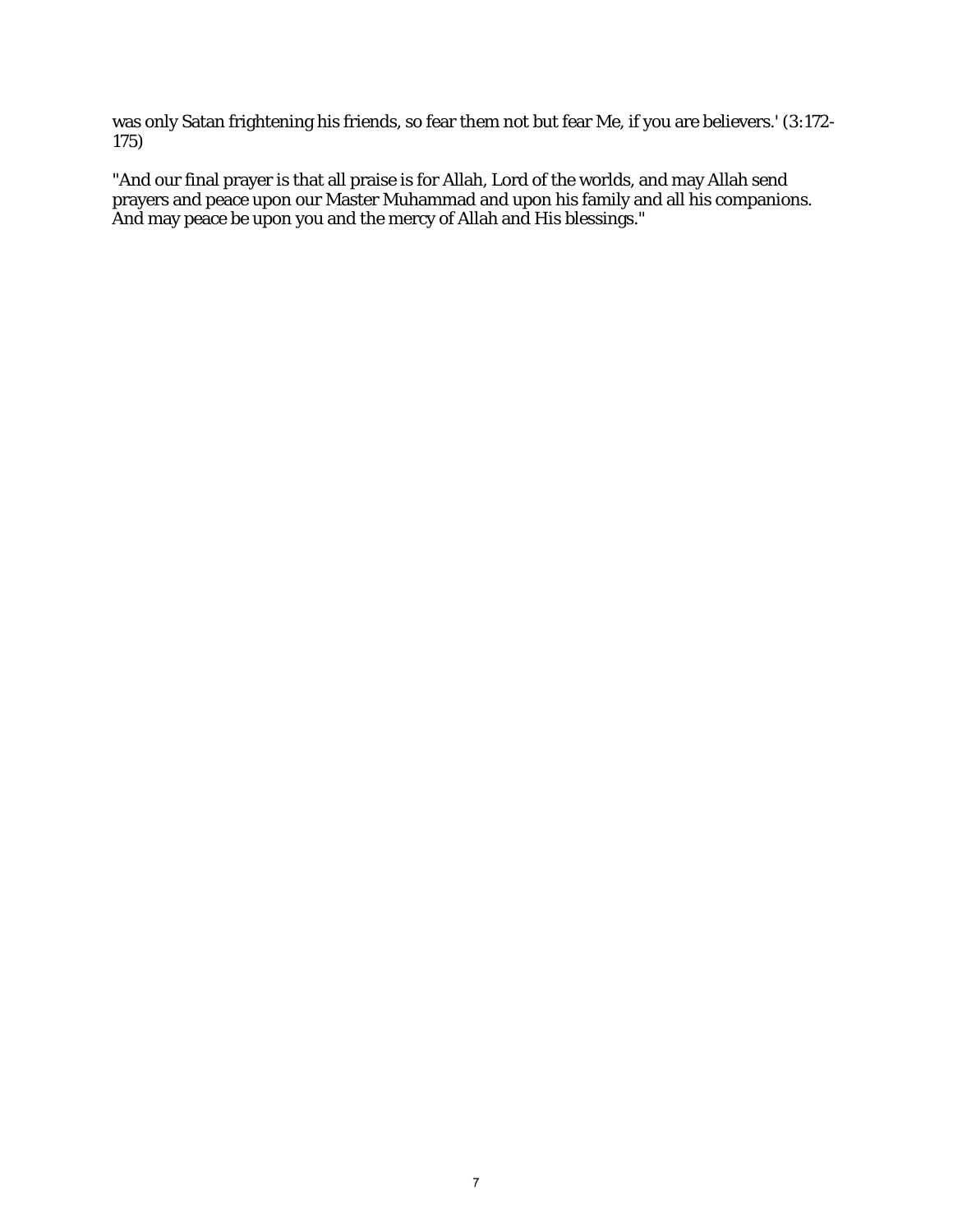was only Satan frightening his friends, so fear them not but fear Me, if you are believers.' (3:172-175)

"And our final prayer is that all praise is for Allah, Lord of the worlds, and may Allah send prayers and peace upon our Master Muhammad and upon his family and all his companions. And may peace be upon you and the mercy of Allah and His blessings."